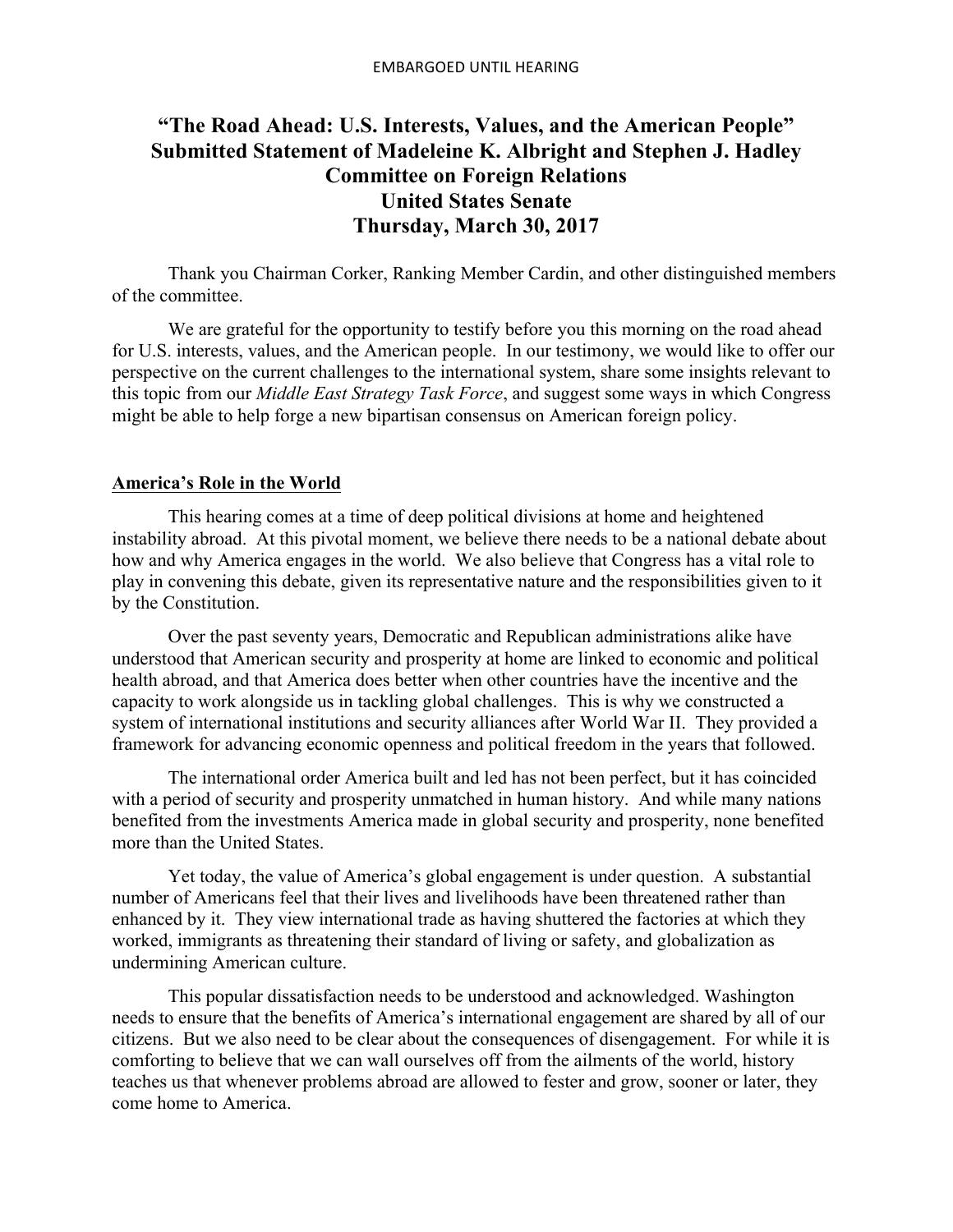EMBARGOED UNTIL HEARING

# "The Road Ahead: U.S. Interests, Values, and the American People"
# Submitted Statement of Madeleine K. Albright and Stephen J. Hadley
# Committee on Foreign Relations
# United States Senate
# Thursday, March 30, 2017

Thank you Chairman Corker, Ranking Member Cardin, and other distinguished members of the committee.

We are grateful for the opportunity to testify before you this morning on the road ahead for U.S. interests, values, and the American people. In our testimony, we would like to offer our perspective on the current challenges to the international system, share some insights relevant to this topic from our *Middle East Strategy Task Force*, and suggest some ways in which Congress might be able to help forge a new bipartisan consensus on American foreign policy.

## America's Role in the World

This hearing comes at a time of deep political divisions at home and heightened instability abroad. At this pivotal moment, we believe there needs to be a national debate about how and why America engages in the world. We also believe that Congress has a vital role to play in convening this debate, given its representative nature and the responsibilities given to it by the Constitution.

Over the past seventy years, Democratic and Republican administrations alike have understood that American security and prosperity at home are linked to economic and political health abroad, and that America does better when other countries have the incentive and the capacity to work alongside us in tackling global challenges. This is why we constructed a system of international institutions and security alliances after World War II. They provided a framework for advancing economic openness and political freedom in the years that followed.

The international order America built and led has not been perfect, but it has coincided with a period of security and prosperity unmatched in human history. And while many nations benefited from the investments America made in global security and prosperity, none benefited more than the United States.

Yet today, the value of America's global engagement is under question. A substantial number of Americans feel that their lives and livelihoods have been threatened rather than enhanced by it. They view international trade as having shuttered the factories at which they worked, immigrants as threatening their standard of living or safety, and globalization as undermining American culture.

This popular dissatisfaction needs to be understood and acknowledged. Washington needs to ensure that the benefits of America's international engagement are shared by all of our citizens. But we also need to be clear about the consequences of disengagement. For while it is comforting to believe that we can wall ourselves off from the ailments of the world, history teaches us that whenever problems abroad are allowed to fester and grow, sooner or later, they come home to America.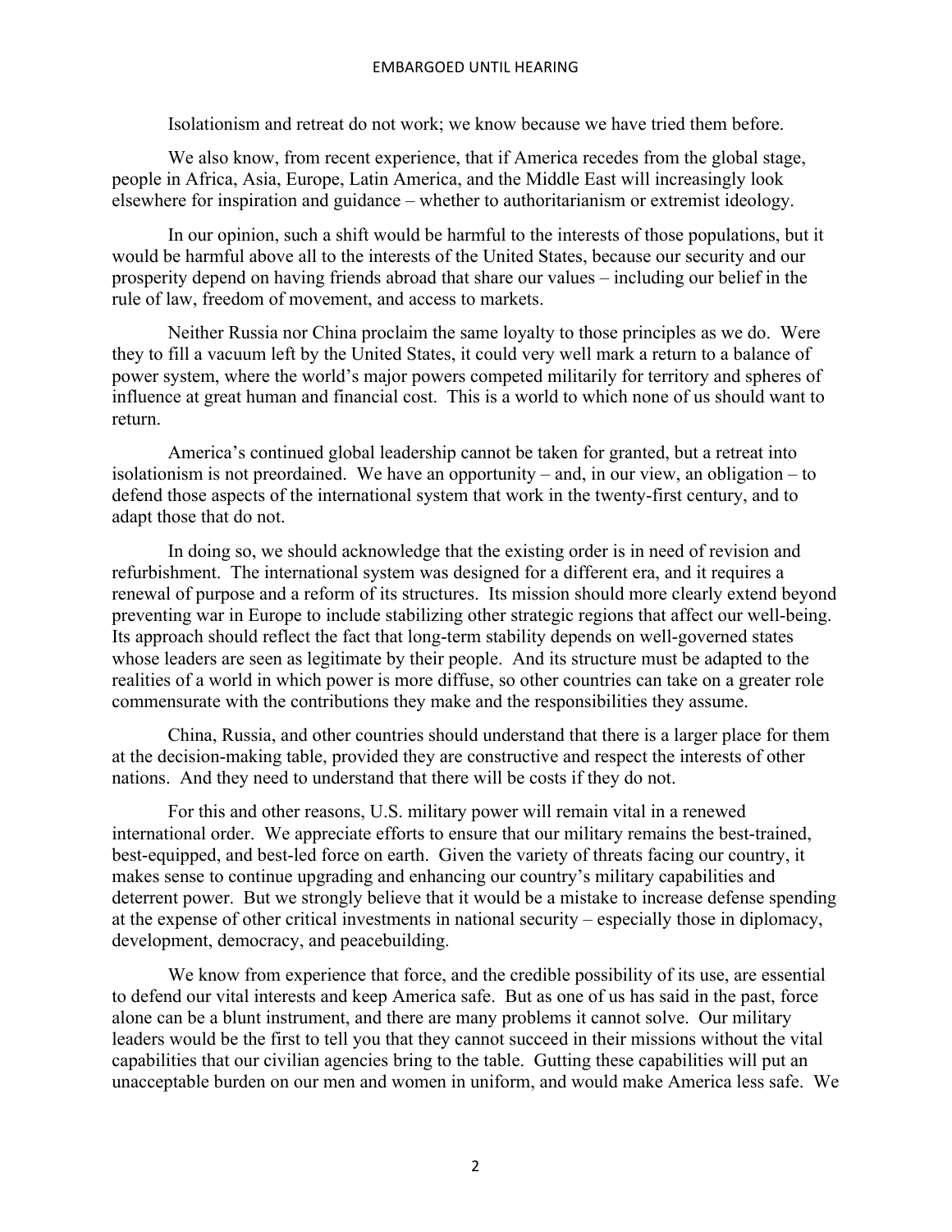Isolationism and retreat do not work; we know because we have tried them before.

We also know, from recent experience, that if America recedes from the global stage, people in Africa, Asia, Europe, Latin America, and the Middle East will increasingly look elsewhere for inspiration and guidance – whether to authoritarianism or extremist ideology.

In our opinion, such a shift would be harmful to the interests of those populations, but it would be harmful above all to the interests of the United States, because our security and our prosperity depend on having friends abroad that share our values – including our belief in the rule of law, freedom of movement, and access to markets.

Neither Russia nor China proclaim the same loyalty to those principles as we do. Were they to fill a vacuum left by the United States, it could very well mark a return to a balance of power system, where the world's major powers competed militarily for territory and spheres of influence at great human and financial cost. This is a world to which none of us should want to return.

America's continued global leadership cannot be taken for granted, but a retreat into isolationism is not preordained. We have an opportunity – and, in our view, an obligation – to defend those aspects of the international system that work in the twenty-first century, and to adapt those that do not.

In doing so, we should acknowledge that the existing order is in need of revision and refurbishment. The international system was designed for a different era, and it requires a renewal of purpose and a reform of its structures. Its mission should more clearly extend beyond preventing war in Europe to include stabilizing other strategic regions that affect our well-being. Its approach should reflect the fact that long-term stability depends on well-governed states whose leaders are seen as legitimate by their people. And its structure must be adapted to the realities of a world in which power is more diffuse, so other countries can take on a greater role commensurate with the contributions they make and the responsibilities they assume.

China, Russia, and other countries should understand that there is a larger place for them at the decision-making table, provided they are constructive and respect the interests of other nations. And they need to understand that there will be costs if they do not.

For this and other reasons, U.S. military power will remain vital in a renewed international order. We appreciate efforts to ensure that our military remains the best-trained, best-equipped, and best-led force on earth. Given the variety of threats facing our country, it makes sense to continue upgrading and enhancing our country's military capabilities and deterrent power. But we strongly believe that it would be a mistake to increase defense spending at the expense of other critical investments in national security – especially those in diplomacy, development, democracy, and peacebuilding.

We know from experience that force, and the credible possibility of its use, are essential to defend our vital interests and keep America safe. But as one of us has said in the past, force alone can be a blunt instrument, and there are many problems it cannot solve. Our military leaders would be the first to tell you that they cannot succeed in their missions without the vital capabilities that our civilian agencies bring to the table. Gutting these capabilities will put an unacceptable burden on our men and women in uniform, and would make America less safe. We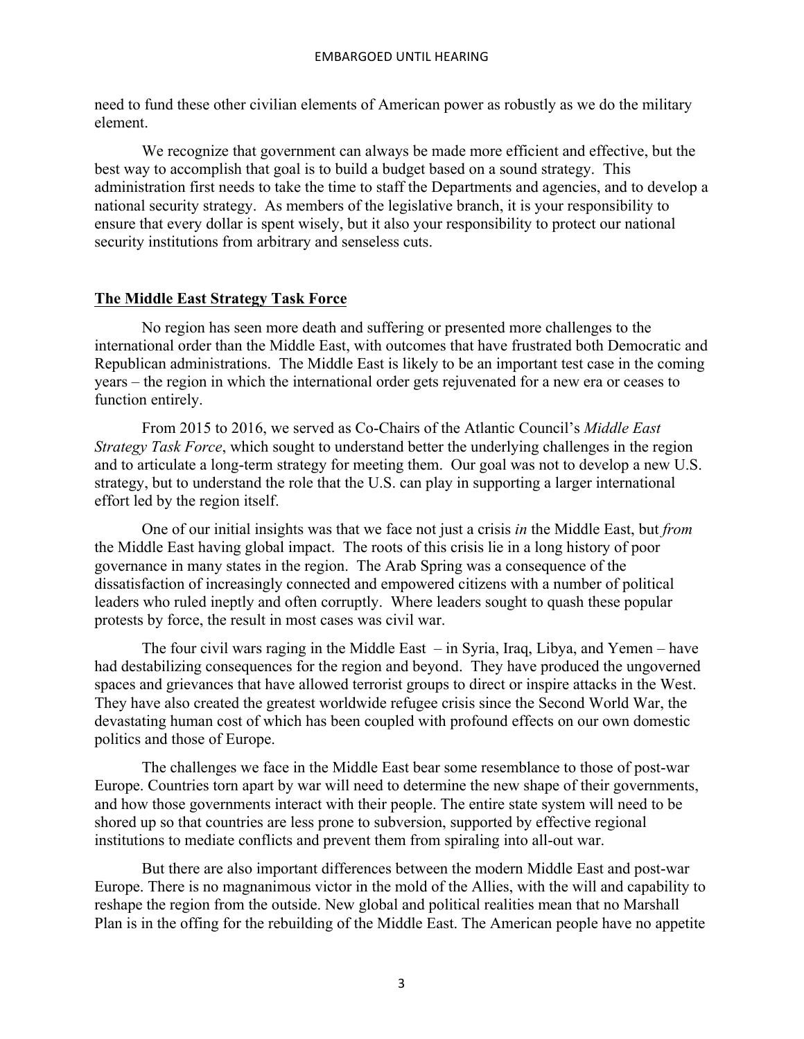need to fund these other civilian elements of American power as robustly as we do the military element.

We recognize that government can always be made more efficient and effective, but the best way to accomplish that goal is to build a budget based on a sound strategy. This administration first needs to take the time to staff the Departments and agencies, and to develop a national security strategy. As members of the legislative branch, it is your responsibility to ensure that every dollar is spent wisely, but it also your responsibility to protect our national security institutions from arbitrary and senseless cuts.

## **The Middle East Strategy Task Force**

No region has seen more death and suffering or presented more challenges to the international order than the Middle East, with outcomes that have frustrated both Democratic and Republican administrations. The Middle East is likely to be an important test case in the coming years – the region in which the international order gets rejuvenated for a new era or ceases to function entirely.

From 2015 to 2016, we served as Co-Chairs of the Atlantic Council's *Middle East Strategy Task Force*, which sought to understand better the underlying challenges in the region and to articulate a long-term strategy for meeting them. Our goal was not to develop a new U.S. strategy, but to understand the role that the U.S. can play in supporting a larger international effort led by the region itself.

One of our initial insights was that we face not just a crisis *in* the Middle East, but *from* the Middle East having global impact. The roots of this crisis lie in a long history of poor governance in many states in the region. The Arab Spring was a consequence of the dissatisfaction of increasingly connected and empowered citizens with a number of political leaders who ruled ineptly and often corruptly. Where leaders sought to quash these popular protests by force, the result in most cases was civil war.

The four civil wars raging in the Middle East – in Syria, Iraq, Libya, and Yemen – have had destabilizing consequences for the region and beyond. They have produced the ungoverned spaces and grievances that have allowed terrorist groups to direct or inspire attacks in the West. They have also created the greatest worldwide refugee crisis since the Second World War, the devastating human cost of which has been coupled with profound effects on our own domestic politics and those of Europe.

The challenges we face in the Middle East bear some resemblance to those of post-war Europe. Countries torn apart by war will need to determine the new shape of their governments, and how those governments interact with their people. The entire state system will need to be shored up so that countries are less prone to subversion, supported by effective regional institutions to mediate conflicts and prevent them from spiraling into all-out war.

But there are also important differences between the modern Middle East and post-war Europe. There is no magnanimous victor in the mold of the Allies, with the will and capability to reshape the region from the outside. New global and political realities mean that no Marshall Plan is in the offing for the rebuilding of the Middle East. The American people have no appetite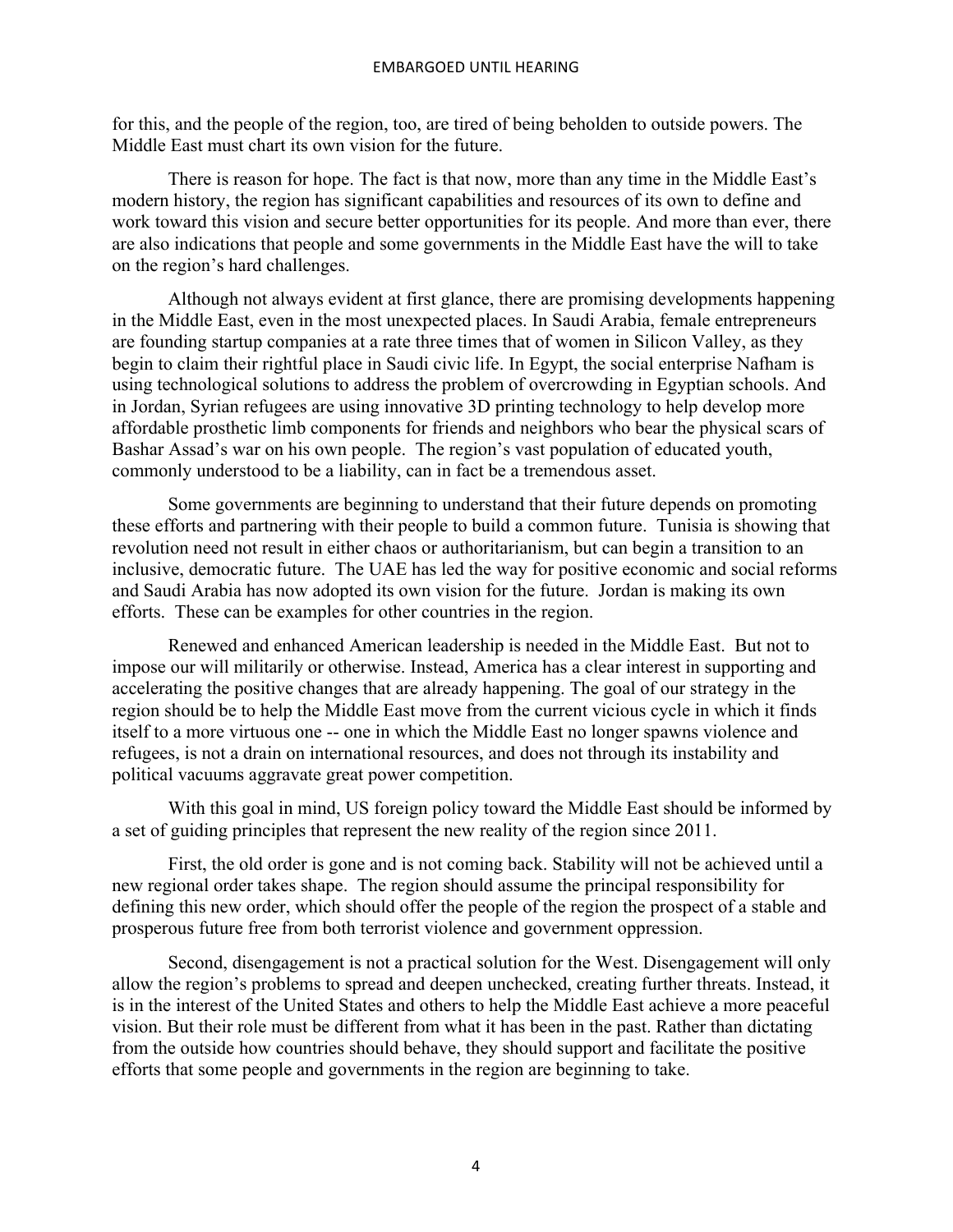for this, and the people of the region, too, are tired of being beholden to outside powers. The Middle East must chart its own vision for the future.

There is reason for hope. The fact is that now, more than any time in the Middle East's modern history, the region has significant capabilities and resources of its own to define and work toward this vision and secure better opportunities for its people. And more than ever, there are also indications that people and some governments in the Middle East have the will to take on the region's hard challenges.

Although not always evident at first glance, there are promising developments happening in the Middle East, even in the most unexpected places. In Saudi Arabia, female entrepreneurs are founding startup companies at a rate three times that of women in Silicon Valley, as they begin to claim their rightful place in Saudi civic life. In Egypt, the social enterprise Nafham is using technological solutions to address the problem of overcrowding in Egyptian schools. And in Jordan, Syrian refugees are using innovative 3D printing technology to help develop more affordable prosthetic limb components for friends and neighbors who bear the physical scars of Bashar Assad's war on his own people. The region's vast population of educated youth, commonly understood to be a liability, can in fact be a tremendous asset.

Some governments are beginning to understand that their future depends on promoting these efforts and partnering with their people to build a common future. Tunisia is showing that revolution need not result in either chaos or authoritarianism, but can begin a transition to an inclusive, democratic future. The UAE has led the way for positive economic and social reforms and Saudi Arabia has now adopted its own vision for the future. Jordan is making its own efforts. These can be examples for other countries in the region.

Renewed and enhanced American leadership is needed in the Middle East. But not to impose our will militarily or otherwise. Instead, America has a clear interest in supporting and accelerating the positive changes that are already happening. The goal of our strategy in the region should be to help the Middle East move from the current vicious cycle in which it finds itself to a more virtuous one -- one in which the Middle East no longer spawns violence and refugees, is not a drain on international resources, and does not through its instability and political vacuums aggravate great power competition.

With this goal in mind, US foreign policy toward the Middle East should be informed by a set of guiding principles that represent the new reality of the region since 2011.

First, the old order is gone and is not coming back. Stability will not be achieved until a new regional order takes shape. The region should assume the principal responsibility for defining this new order, which should offer the people of the region the prospect of a stable and prosperous future free from both terrorist violence and government oppression.

Second, disengagement is not a practical solution for the West. Disengagement will only allow the region's problems to spread and deepen unchecked, creating further threats. Instead, it is in the interest of the United States and others to help the Middle East achieve a more peaceful vision. But their role must be different from what it has been in the past. Rather than dictating from the outside how countries should behave, they should support and facilitate the positive efforts that some people and governments in the region are beginning to take.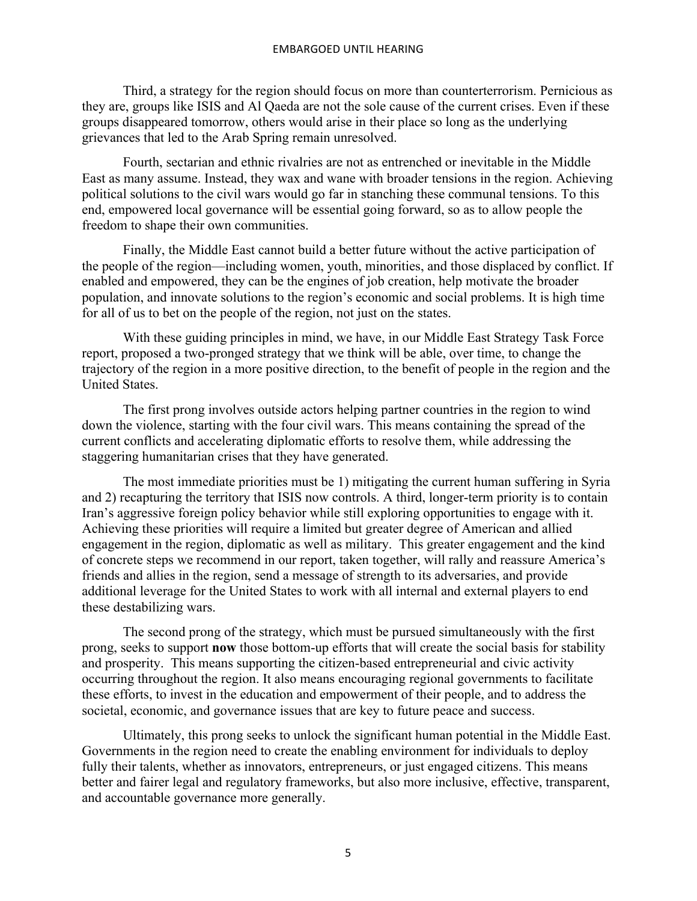Third, a strategy for the region should focus on more than counterterrorism. Pernicious as they are, groups like ISIS and Al Qaeda are not the sole cause of the current crises. Even if these groups disappeared tomorrow, others would arise in their place so long as the underlying grievances that led to the Arab Spring remain unresolved.

Fourth, sectarian and ethnic rivalries are not as entrenched or inevitable in the Middle East as many assume. Instead, they wax and wane with broader tensions in the region. Achieving political solutions to the civil wars would go far in stanching these communal tensions. To this end, empowered local governance will be essential going forward, so as to allow people the freedom to shape their own communities.

Finally, the Middle East cannot build a better future without the active participation of the people of the region—including women, youth, minorities, and those displaced by conflict. If enabled and empowered, they can be the engines of job creation, help motivate the broader population, and innovate solutions to the region's economic and social problems. It is high time for all of us to bet on the people of the region, not just on the states.

With these guiding principles in mind, we have, in our Middle East Strategy Task Force report, proposed a two-pronged strategy that we think will be able, over time, to change the trajectory of the region in a more positive direction, to the benefit of people in the region and the United States.

The first prong involves outside actors helping partner countries in the region to wind down the violence, starting with the four civil wars. This means containing the spread of the current conflicts and accelerating diplomatic efforts to resolve them, while addressing the staggering humanitarian crises that they have generated.

The most immediate priorities must be 1) mitigating the current human suffering in Syria and 2) recapturing the territory that ISIS now controls. A third, longer-term priority is to contain Iran's aggressive foreign policy behavior while still exploring opportunities to engage with it. Achieving these priorities will require a limited but greater degree of American and allied engagement in the region, diplomatic as well as military. This greater engagement and the kind of concrete steps we recommend in our report, taken together, will rally and reassure America's friends and allies in the region, send a message of strength to its adversaries, and provide additional leverage for the United States to work with all internal and external players to end these destabilizing wars.

The second prong of the strategy, which must be pursued simultaneously with the first prong, seeks to support **now** those bottom-up efforts that will create the social basis for stability and prosperity. This means supporting the citizen-based entrepreneurial and civic activity occurring throughout the region. It also means encouraging regional governments to facilitate these efforts, to invest in the education and empowerment of their people, and to address the societal, economic, and governance issues that are key to future peace and success.

Ultimately, this prong seeks to unlock the significant human potential in the Middle East. Governments in the region need to create the enabling environment for individuals to deploy fully their talents, whether as innovators, entrepreneurs, or just engaged citizens. This means better and fairer legal and regulatory frameworks, but also more inclusive, effective, transparent, and accountable governance more generally.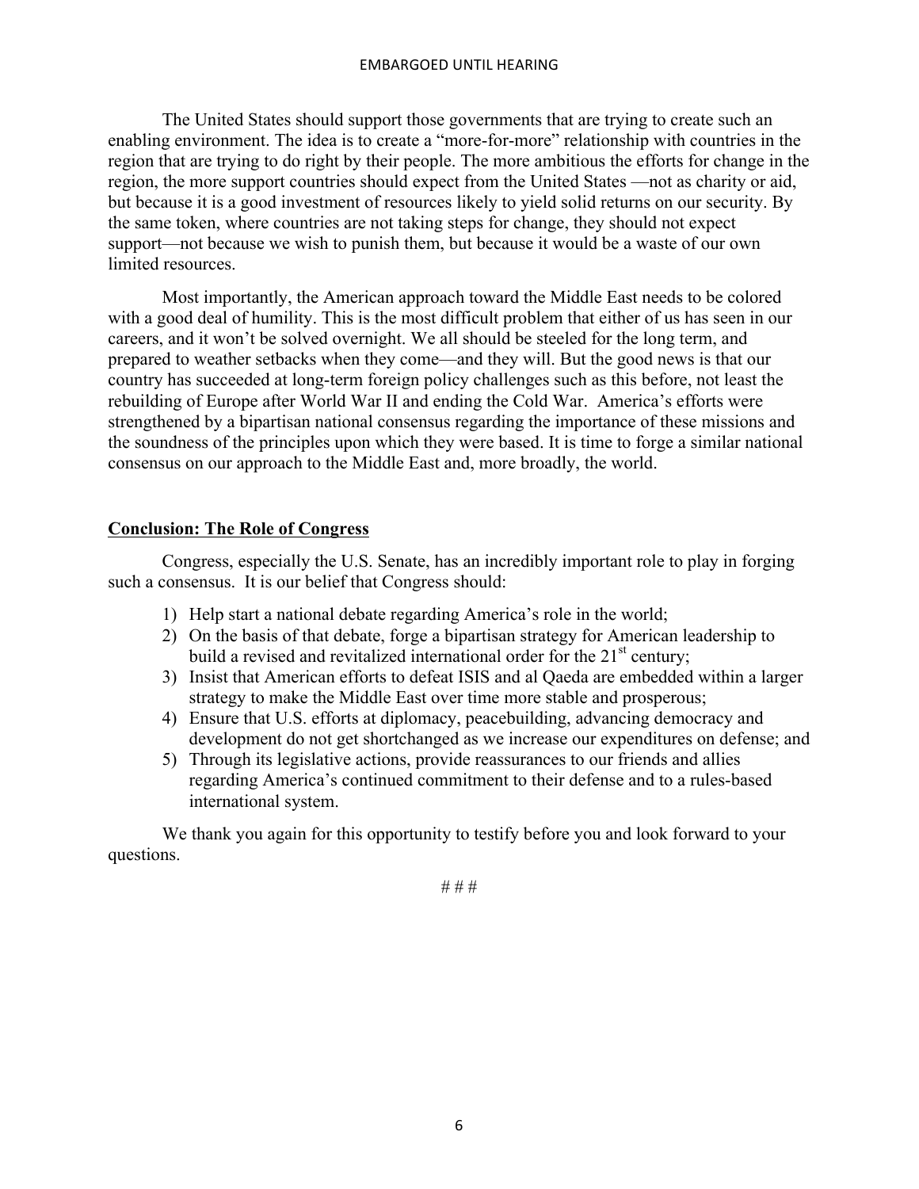The United States should support those governments that are trying to create such an enabling environment. The idea is to create a "more-for-more" relationship with countries in the region that are trying to do right by their people. The more ambitious the efforts for change in the region, the more support countries should expect from the United States —not as charity or aid, but because it is a good investment of resources likely to yield solid returns on our security. By the same token, where countries are not taking steps for change, they should not expect support—not because we wish to punish them, but because it would be a waste of our own limited resources.

Most importantly, the American approach toward the Middle East needs to be colored with a good deal of humility. This is the most difficult problem that either of us has seen in our careers, and it won't be solved overnight. We all should be steeled for the long term, and prepared to weather setbacks when they come—and they will. But the good news is that our country has succeeded at long-term foreign policy challenges such as this before, not least the rebuilding of Europe after World War II and ending the Cold War. America's efforts were strengthened by a bipartisan national consensus regarding the importance of these missions and the soundness of the principles upon which they were based. It is time to forge a similar national consensus on our approach to the Middle East and, more broadly, the world.

## Conclusion: The Role of Congress

Congress, especially the U.S. Senate, has an incredibly important role to play in forging such a consensus. It is our belief that Congress should:

1) Help start a national debate regarding America's role in the world;
2) On the basis of that debate, forge a bipartisan strategy for American leadership to build a revised and revitalized international order for the 21st century;
3) Insist that American efforts to defeat ISIS and al Qaeda are embedded within a larger strategy to make the Middle East over time more stable and prosperous;
4) Ensure that U.S. efforts at diplomacy, peacebuilding, advancing democracy and development do not get shortchanged as we increase our expenditures on defense; and
5) Through its legislative actions, provide reassurances to our friends and allies regarding America's continued commitment to their defense and to a rules-based international system.

We thank you again for this opportunity to testify before you and look forward to your questions.

# # #